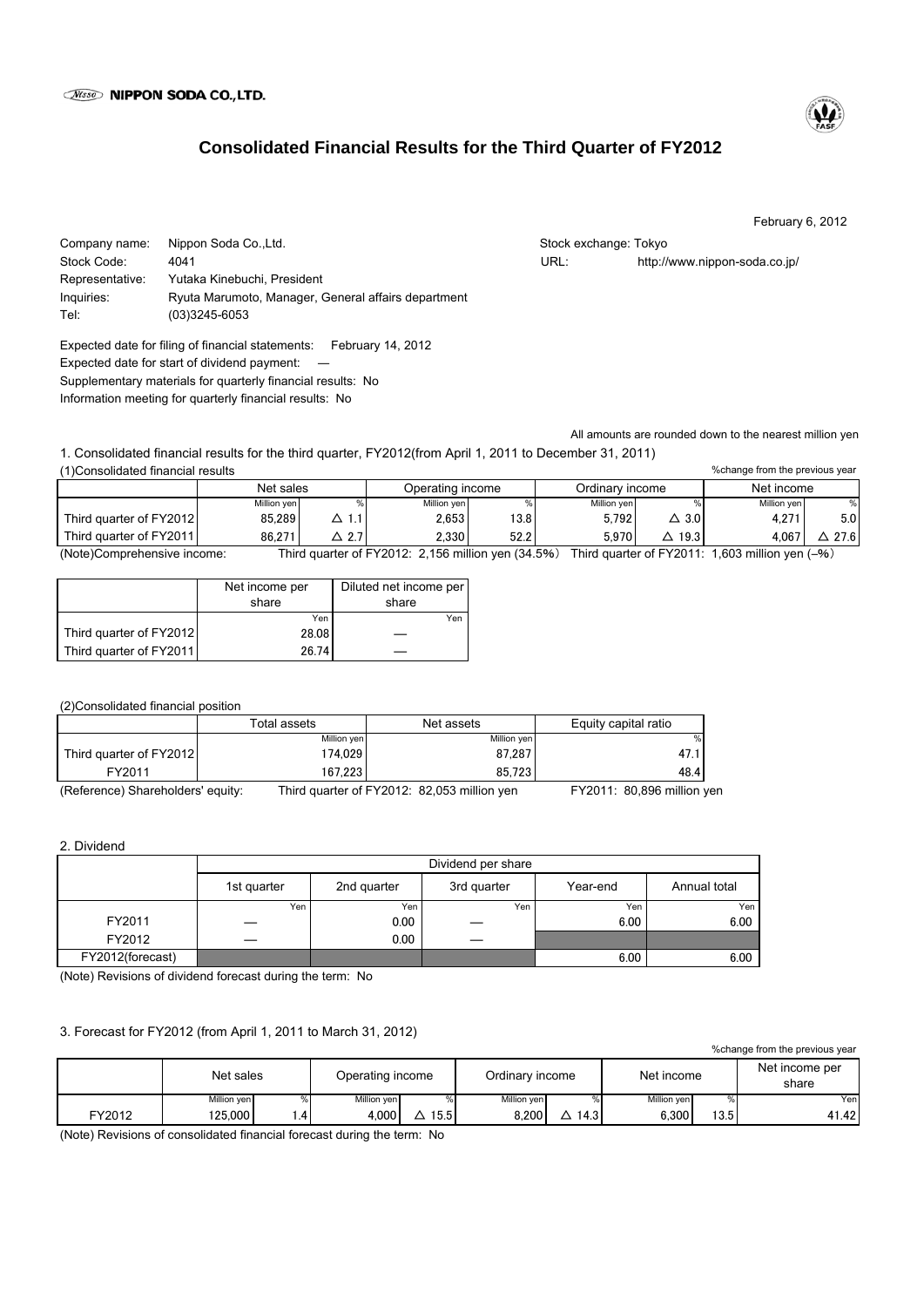NIPPON SODA CO.,LTD.

# Consolidated Financial Results for the Third Quarter of FY2012

February 6, 2012

Company name: Nippon Soda Co.,Ltd.
Stock Code: 4041
Representative: Yutaka Kinebuchi, President
Inquiries: Ryuta Marumoto, Manager, General affairs department
Tel: (03)3245-6053

Stock exchange: Tokyo
URL: http://www.nippon-soda.co.jp/

Expected date for filing of financial statements: February 14, 2012
Expected date for start of dividend payment: —
Supplementary materials for quarterly financial results: No
Information meeting for quarterly financial results: No

All amounts are rounded down to the nearest million yen

## 1. Consolidated financial results for the third quarter, FY2012(from April 1, 2011 to December 31, 2011)

### (1)Consolidated financial results

%change from the previous year

| | Net sales | | Operating income | | Ordinary income | | Net income | |
|---|---|---|---|---|---|---|---|---|
| | Million yen | % | Million yen | % | Million yen | % | Million yen | % |
| Third quarter of FY2012 | 85,289 | △ 1.1 | 2,653 | 13.8 | 5,792 | △ 3.0 | 4,271 | 5.0 |
| Third quarter of FY2011 | 86,271 | △ 2.7 | 2,330 | 52.2 | 5,970 | △ 19.3 | 4,067 | △ 27.6 |

(Note)Comprehensive income: Third quarter of FY2012: 2,156 million yen (34.5%) Third quarter of FY2011: 1,603 million yen (–%)

| | Net income per share | Diluted net income per share |
|---|---|---|
| | Yen | Yen |
| Third quarter of FY2012 | 28.08 | — |
| Third quarter of FY2011 | 26.74 | — |

### (2)Consolidated financial position

| | Total assets | Net assets | Equity capital ratio |
|---|---|---|---|
| | Million yen | Million yen | % |
| Third quarter of FY2012 | 174,029 | 87,287 | 47.1 |
| FY2011 | 167,223 | 85,723 | 48.4 |

(Reference) Shareholders' equity: Third quarter of FY2012: 82,053 million yen FY2011: 80,896 million yen

## 2. Dividend

| | Dividend per share | | | | |
|---|---|---|---|---|---|
| | 1st quarter | 2nd quarter | 3rd quarter | Year-end | Annual total |
| | Yen | Yen | Yen | Yen | Yen |
| FY2011 | — | 0.00 | — | 6.00 | 6.00 |
| FY2012 | — | 0.00 | — | | |
| FY2012(forecast) | | | | 6.00 | 6.00 |

(Note) Revisions of dividend forecast during the term: No

## 3. Forecast for FY2012 (from April 1, 2011 to March 31, 2012)

%change from the previous year

| | Net sales | | Operating income | | Ordinary income | | Net income | | Net income per share |
|---|---|---|---|---|---|---|---|---|---|
| | Million yen | % | Million yen | % | Million yen | % | Million yen | % | Yen |
| FY2012 | 125,000 | 1.4 | 4,000 | △ 15.5 | 8,200 | △ 14.3 | 6,300 | 13.5 | 41.42 |

(Note) Revisions of consolidated financial forecast during the term: No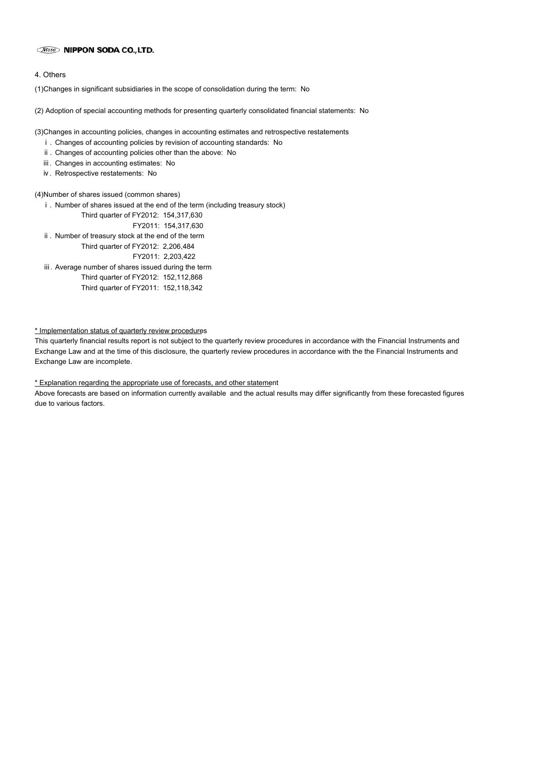## 4. Others

(1)Changes in significant subsidiaries in the scope of consolidation during the term: No

(2) Adoption of special accounting methods for presenting quarterly consolidated financial statements: No

(3)Changes in accounting policies, changes in accounting estimates and retrospective restatements

- ⅰ. Changes of accounting policies by revision of accounting standards: No
- ⅱ. Changes of accounting policies other than the above: No
- ⅲ. Changes in accounting estimates: No
- ⅳ. Retrospective restatements: No

(4)Number of shares issued (common shares)

- ⅰ. Number of shares issued at the end of the term (including treasury stock)
  - Third quarter of FY2012: 154,317,630
  - FY2011: 154,317,630
- ⅱ. Number of treasury stock at the end of the term
  - Third quarter of FY2012: 2,206,484
  - FY2011: 2,203,422
- ⅲ. Average number of shares issued during the term
  - Third quarter of FY2012: 152,112,868
  - Third quarter of FY2011: 152,118,342

<u>* Implementation status of quarterly review procedures</u>

This quarterly financial results report is not subject to the quarterly review procedures in accordance with the Financial Instruments and Exchange Law and at the time of this disclosure, the quarterly review procedures in accordance with the the Financial Instruments and Exchange Law are incomplete.

<u>* Explanation regarding the appropriate use of forecasts, and other statement</u>

Above forecasts are based on information currently available and the actual results may differ significantly from these forecasted figures due to various factors.